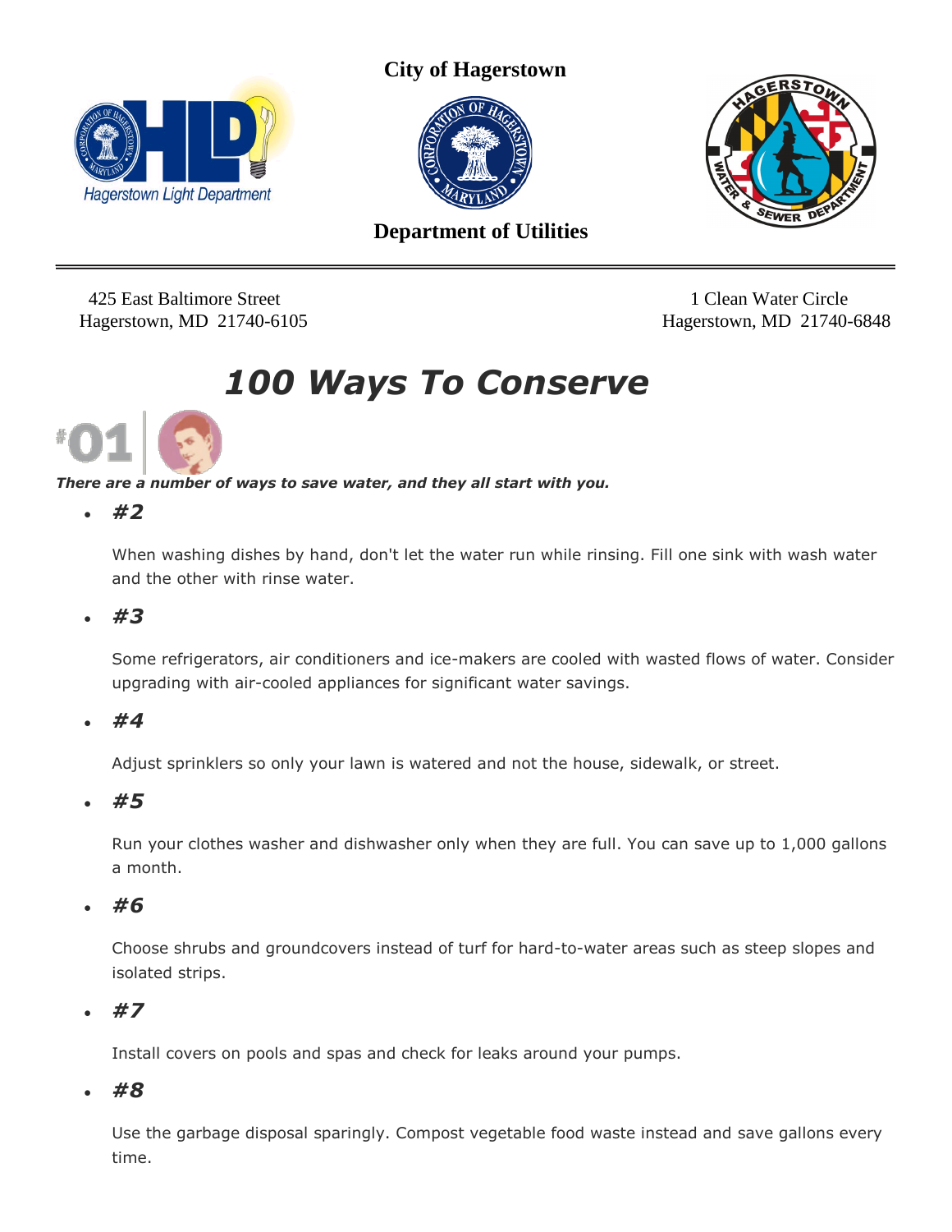**City of Hagerstown**

Hagerstown Light Department

**Department of Utilities**

---

425 East Baltimore Street
Hagerstown, MD 21740-6105

1 Clean Water Circle
Hagerstown, MD 21740-6848

# *100 Ways To Conserve*

#01

***There are a number of ways to save water, and they all start with you.***

- ***#2***

  When washing dishes by hand, don't let the water run while rinsing. Fill one sink with wash water and the other with rinse water.

- ***#3***

  Some refrigerators, air conditioners and ice-makers are cooled with wasted flows of water. Consider upgrading with air-cooled appliances for significant water savings.

- ***#4***

  Adjust sprinklers so only your lawn is watered and not the house, sidewalk, or street.

- ***#5***

  Run your clothes washer and dishwasher only when they are full. You can save up to 1,000 gallons a month.

- ***#6***

  Choose shrubs and groundcovers instead of turf for hard-to-water areas such as steep slopes and isolated strips.

- ***#7***

  Install covers on pools and spas and check for leaks around your pumps.

- ***#8***

  Use the garbage disposal sparingly. Compost vegetable food waste instead and save gallons every time.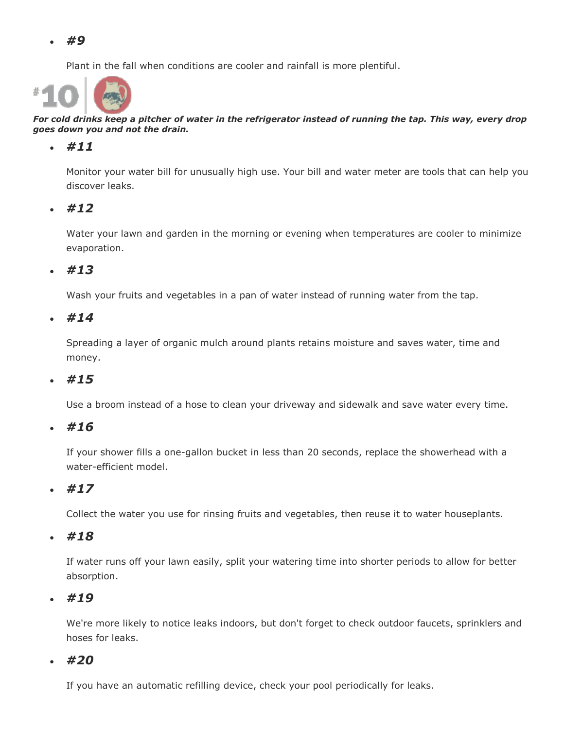- ***#9***

  Plant in the fall when conditions are cooler and rainfall is more plentiful.

#10

***For cold drinks keep a pitcher of water in the refrigerator instead of running the tap. This way, every drop goes down you and not the drain.***

- ***#11***

  Monitor your water bill for unusually high use. Your bill and water meter are tools that can help you discover leaks.

- ***#12***

  Water your lawn and garden in the morning or evening when temperatures are cooler to minimize evaporation.

- ***#13***

  Wash your fruits and vegetables in a pan of water instead of running water from the tap.

- ***#14***

  Spreading a layer of organic mulch around plants retains moisture and saves water, time and money.

- ***#15***

  Use a broom instead of a hose to clean your driveway and sidewalk and save water every time.

- ***#16***

  If your shower fills a one-gallon bucket in less than 20 seconds, replace the showerhead with a water-efficient model.

- ***#17***

  Collect the water you use for rinsing fruits and vegetables, then reuse it to water houseplants.

- ***#18***

  If water runs off your lawn easily, split your watering time into shorter periods to allow for better absorption.

- ***#19***

  We're more likely to notice leaks indoors, but don't forget to check outdoor faucets, sprinklers and hoses for leaks.

- ***#20***

  If you have an automatic refilling device, check your pool periodically for leaks.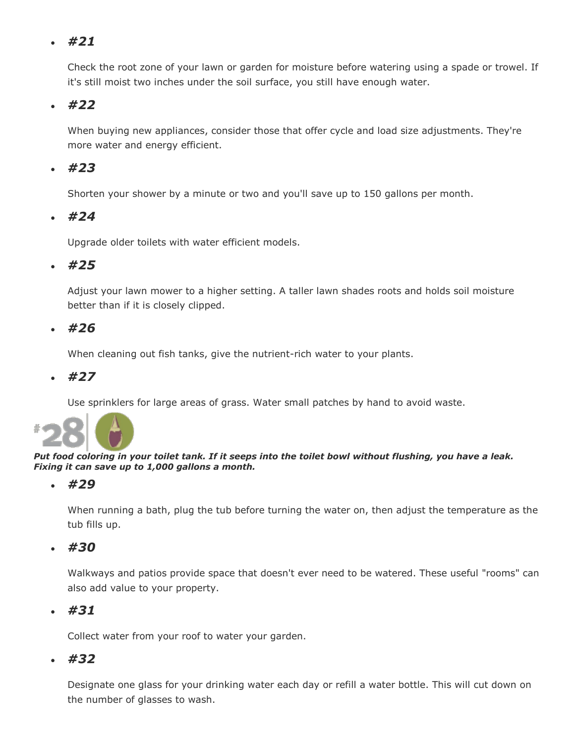- ***#21***

  Check the root zone of your lawn or garden for moisture before watering using a spade or trowel. If it's still moist two inches under the soil surface, you still have enough water.

- ***#22***

  When buying new appliances, consider those that offer cycle and load size adjustments. They're more water and energy efficient.

- ***#23***

  Shorten your shower by a minute or two and you'll save up to 150 gallons per month.

- ***#24***

  Upgrade older toilets with water efficient models.

- ***#25***

  Adjust your lawn mower to a higher setting. A taller lawn shades roots and holds soil moisture better than if it is closely clipped.

- ***#26***

  When cleaning out fish tanks, give the nutrient-rich water to your plants.

- ***#27***

  Use sprinklers for large areas of grass. Water small patches by hand to avoid waste.

#28

***Put food coloring in your toilet tank. If it seeps into the toilet bowl without flushing, you have a leak. Fixing it can save up to 1,000 gallons a month.***

- ***#29***

  When running a bath, plug the tub before turning the water on, then adjust the temperature as the tub fills up.

- ***#30***

  Walkways and patios provide space that doesn't ever need to be watered. These useful "rooms" can also add value to your property.

- ***#31***

  Collect water from your roof to water your garden.

- ***#32***

  Designate one glass for your drinking water each day or refill a water bottle. This will cut down on the number of glasses to wash.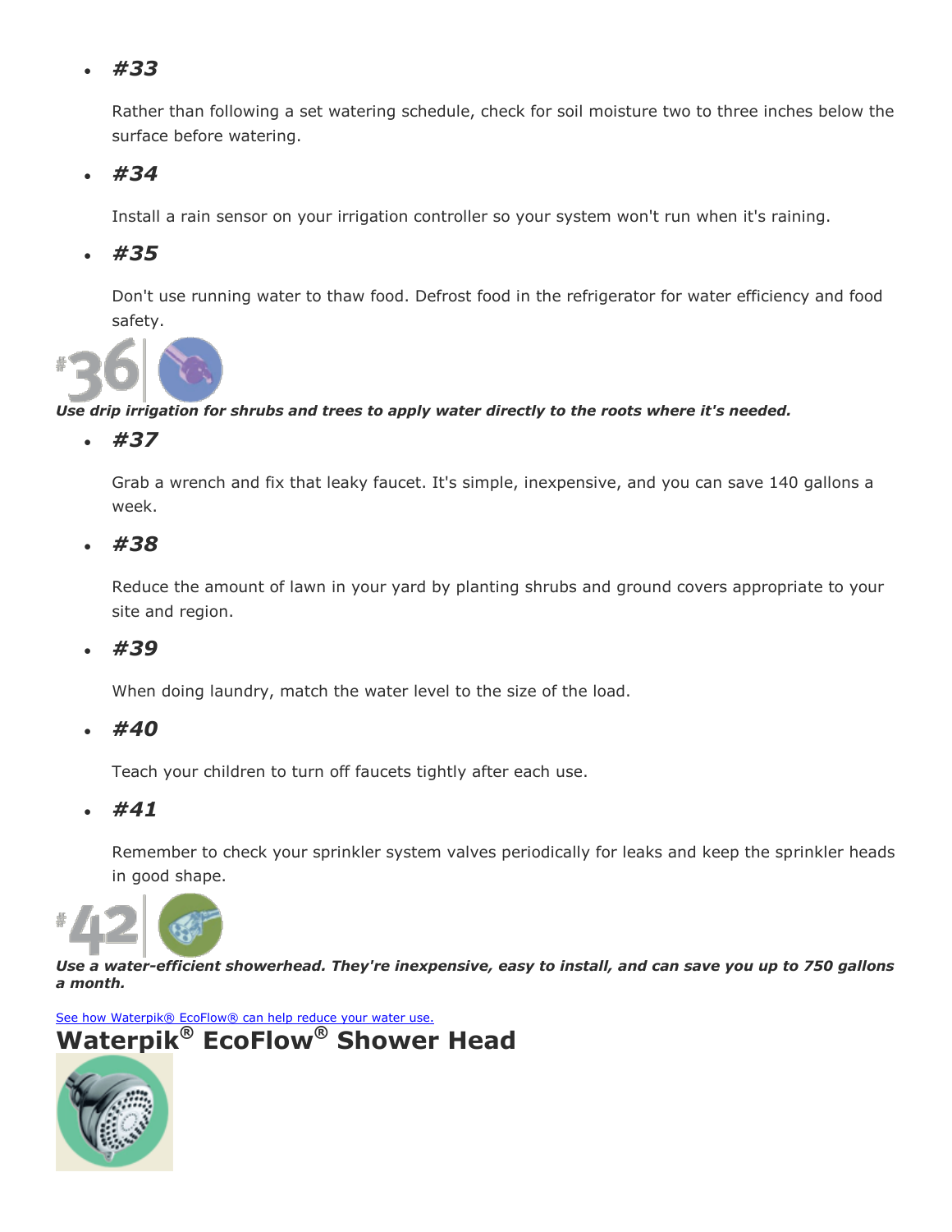- ***#33***

  Rather than following a set watering schedule, check for soil moisture two to three inches below the surface before watering.

- ***#34***

  Install a rain sensor on your irrigation controller so your system won't run when it's raining.

- ***#35***

  Don't use running water to thaw food. Defrost food in the refrigerator for water efficiency and food safety.

***#36***

***Use drip irrigation for shrubs and trees to apply water directly to the roots where it's needed.***

- ***#37***

  Grab a wrench and fix that leaky faucet. It's simple, inexpensive, and you can save 140 gallons a week.

- ***#38***

  Reduce the amount of lawn in your yard by planting shrubs and ground covers appropriate to your site and region.

- ***#39***

  When doing laundry, match the water level to the size of the load.

- ***#40***

  Teach your children to turn off faucets tightly after each use.

- ***#41***

  Remember to check your sprinkler system valves periodically for leaks and keep the sprinkler heads in good shape.

***#42***

***Use a water-efficient showerhead. They're inexpensive, easy to install, and can save you up to 750 gallons a month.***

See how Waterpik® EcoFlow® can help reduce your water use.

# Waterpik® EcoFlow® Shower Head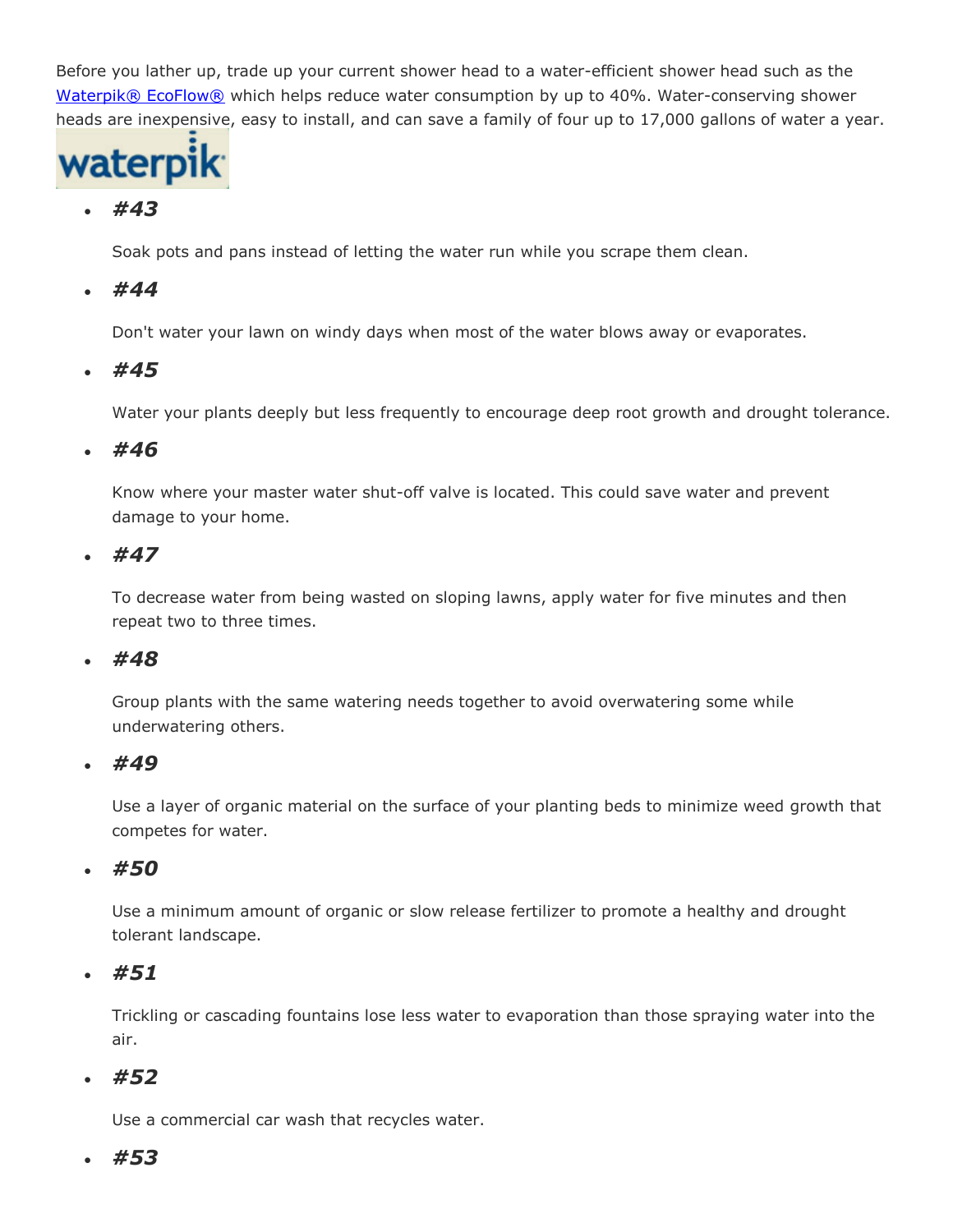Before you lather up, trade up your current shower head to a water-efficient shower head such as the [Waterpik® EcoFlow®] which helps reduce water consumption by up to 40%. Water-conserving shower heads are inexpensive, easy to install, and can save a family of four up to 17,000 gallons of water a year.

- ***#43***

  Soak pots and pans instead of letting the water run while you scrape them clean.

- ***#44***

  Don't water your lawn on windy days when most of the water blows away or evaporates.

- ***#45***

  Water your plants deeply but less frequently to encourage deep root growth and drought tolerance.

- ***#46***

  Know where your master water shut-off valve is located. This could save water and prevent damage to your home.

- ***#47***

  To decrease water from being wasted on sloping lawns, apply water for five minutes and then repeat two to three times.

- ***#48***

  Group plants with the same watering needs together to avoid overwatering some while underwatering others.

- ***#49***

  Use a layer of organic material on the surface of your planting beds to minimize weed growth that competes for water.

- ***#50***

  Use a minimum amount of organic or slow release fertilizer to promote a healthy and drought tolerant landscape.

- ***#51***

  Trickling or cascading fountains lose less water to evaporation than those spraying water into the air.

- ***#52***

  Use a commercial car wash that recycles water.

- ***#53***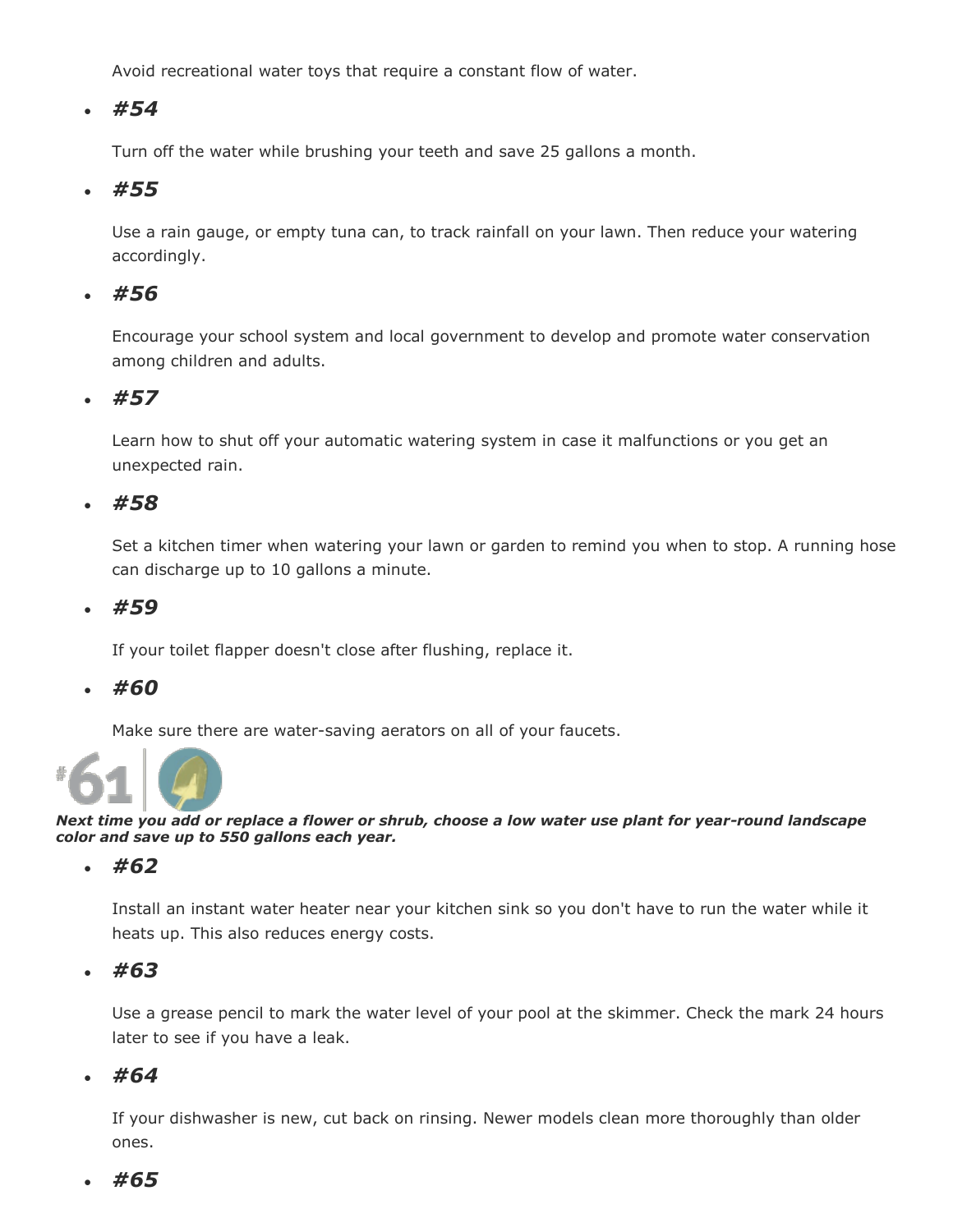Avoid recreational water toys that require a constant flow of water.

- ***#54***

  Turn off the water while brushing your teeth and save 25 gallons a month.

- ***#55***

  Use a rain gauge, or empty tuna can, to track rainfall on your lawn. Then reduce your watering accordingly.

- ***#56***

  Encourage your school system and local government to develop and promote water conservation among children and adults.

- ***#57***

  Learn how to shut off your automatic watering system in case it malfunctions or you get an unexpected rain.

- ***#58***

  Set a kitchen timer when watering your lawn or garden to remind you when to stop. A running hose can discharge up to 10 gallons a minute.

- ***#59***

  If your toilet flapper doesn't close after flushing, replace it.

- ***#60***

  Make sure there are water-saving aerators on all of your faucets.

#61

***Next time you add or replace a flower or shrub, choose a low water use plant for year-round landscape color and save up to 550 gallons each year.***

- ***#62***

  Install an instant water heater near your kitchen sink so you don't have to run the water while it heats up. This also reduces energy costs.

- ***#63***

  Use a grease pencil to mark the water level of your pool at the skimmer. Check the mark 24 hours later to see if you have a leak.

- ***#64***

  If your dishwasher is new, cut back on rinsing. Newer models clean more thoroughly than older ones.

- ***#65***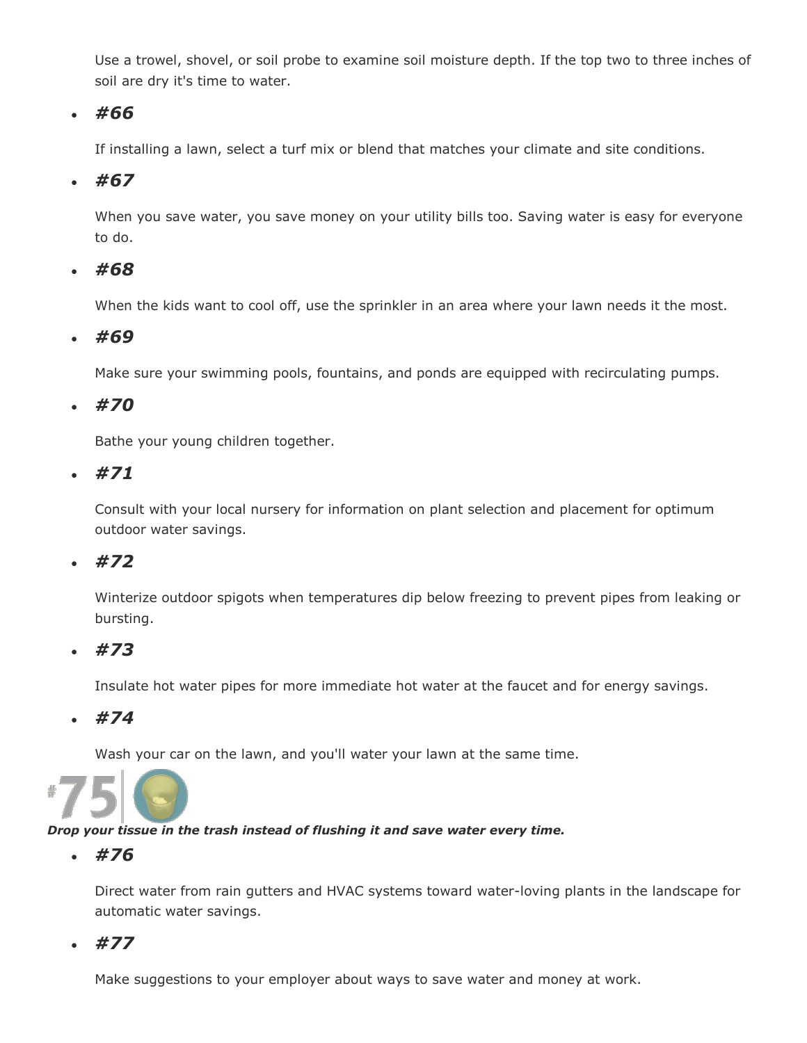Use a trowel, shovel, or soil probe to examine soil moisture depth. If the top two to three inches of soil are dry it's time to water.

- ***#66***

  If installing a lawn, select a turf mix or blend that matches your climate and site conditions.

- ***#67***

  When you save water, you save money on your utility bills too. Saving water is easy for everyone to do.

- ***#68***

  When the kids want to cool off, use the sprinkler in an area where your lawn needs it the most.

- ***#69***

  Make sure your swimming pools, fountains, and ponds are equipped with recirculating pumps.

- ***#70***

  Bathe your young children together.

- ***#71***

  Consult with your local nursery for information on plant selection and placement for optimum outdoor water savings.

- ***#72***

  Winterize outdoor spigots when temperatures dip below freezing to prevent pipes from leaking or bursting.

- ***#73***

  Insulate hot water pipes for more immediate hot water at the faucet and for energy savings.

- ***#74***

  Wash your car on the lawn, and you'll water your lawn at the same time.

#75

***Drop your tissue in the trash instead of flushing it and save water every time.***

- ***#76***

  Direct water from rain gutters and HVAC systems toward water-loving plants in the landscape for automatic water savings.

- ***#77***

  Make suggestions to your employer about ways to save water and money at work.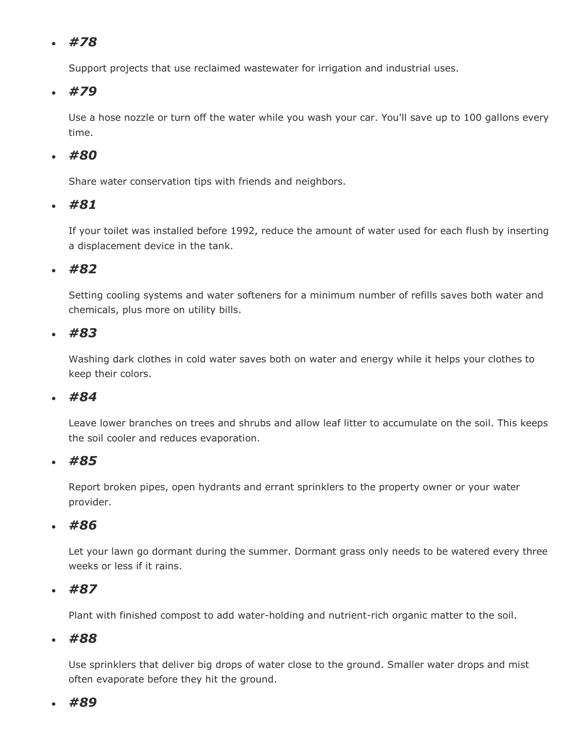- ***#78***

  Support projects that use reclaimed wastewater for irrigation and industrial uses.

- ***#79***

  Use a hose nozzle or turn off the water while you wash your car. You'll save up to 100 gallons every time.

- ***#80***

  Share water conservation tips with friends and neighbors.

- ***#81***

  If your toilet was installed before 1992, reduce the amount of water used for each flush by inserting a displacement device in the tank.

- ***#82***

  Setting cooling systems and water softeners for a minimum number of refills saves both water and chemicals, plus more on utility bills.

- ***#83***

  Washing dark clothes in cold water saves both on water and energy while it helps your clothes to keep their colors.

- ***#84***

  Leave lower branches on trees and shrubs and allow leaf litter to accumulate on the soil. This keeps the soil cooler and reduces evaporation.

- ***#85***

  Report broken pipes, open hydrants and errant sprinklers to the property owner or your water provider.

- ***#86***

  Let your lawn go dormant during the summer. Dormant grass only needs to be watered every three weeks or less if it rains.

- ***#87***

  Plant with finished compost to add water-holding and nutrient-rich organic matter to the soil.

- ***#88***

  Use sprinklers that deliver big drops of water close to the ground. Smaller water drops and mist often evaporate before they hit the ground.

- ***#89***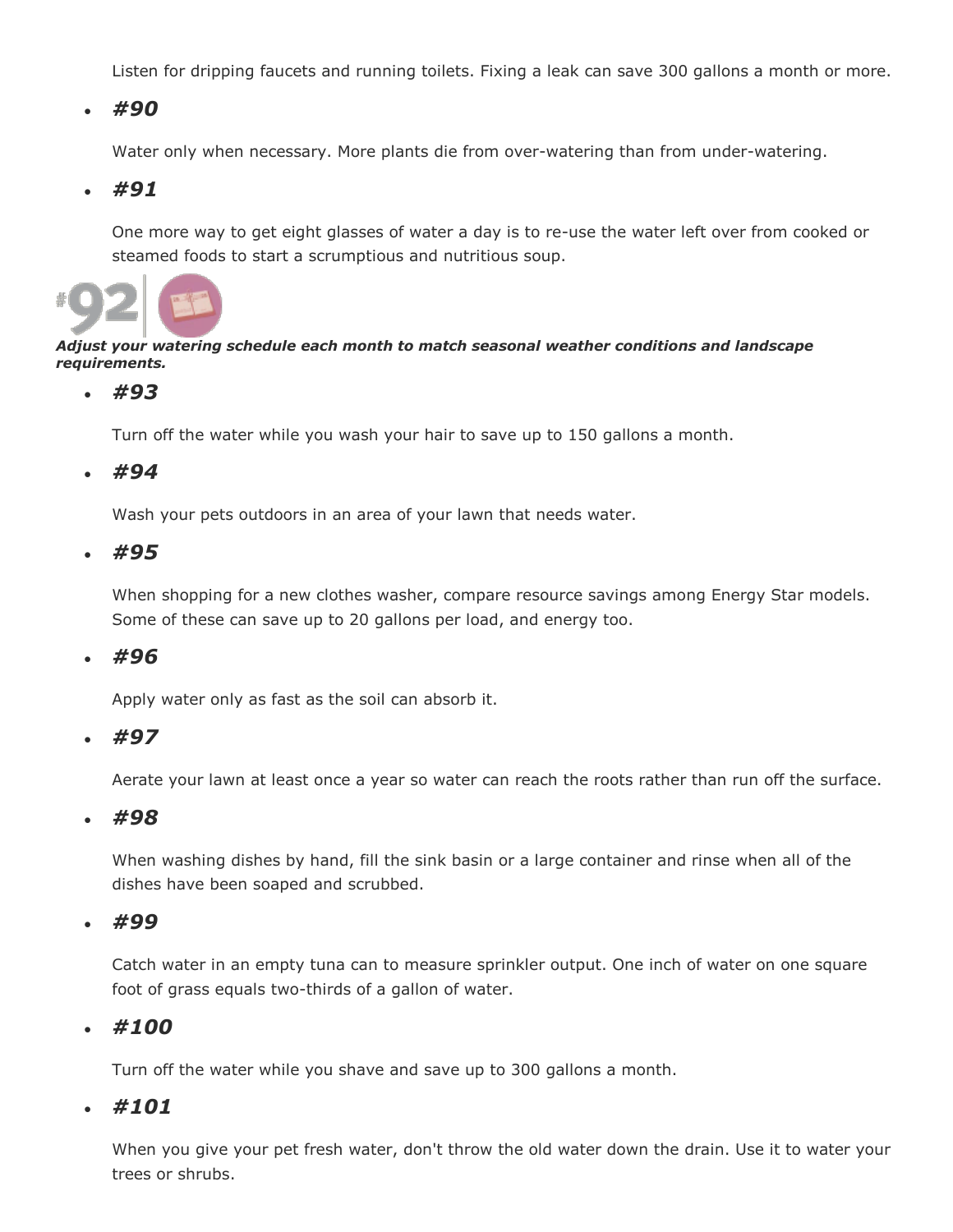Listen for dripping faucets and running toilets. Fixing a leak can save 300 gallons a month or more.

- ***#90***

  Water only when necessary. More plants die from over-watering than from under-watering.

- ***#91***

  One more way to get eight glasses of water a day is to re-use the water left over from cooked or steamed foods to start a scrumptious and nutritious soup.

#92

***Adjust your watering schedule each month to match seasonal weather conditions and landscape requirements.***

- ***#93***

  Turn off the water while you wash your hair to save up to 150 gallons a month.

- ***#94***

  Wash your pets outdoors in an area of your lawn that needs water.

- ***#95***

  When shopping for a new clothes washer, compare resource savings among Energy Star models. Some of these can save up to 20 gallons per load, and energy too.

- ***#96***

  Apply water only as fast as the soil can absorb it.

- ***#97***

  Aerate your lawn at least once a year so water can reach the roots rather than run off the surface.

- ***#98***

  When washing dishes by hand, fill the sink basin or a large container and rinse when all of the dishes have been soaped and scrubbed.

- ***#99***

  Catch water in an empty tuna can to measure sprinkler output. One inch of water on one square foot of grass equals two-thirds of a gallon of water.

- ***#100***

  Turn off the water while you shave and save up to 300 gallons a month.

- ***#101***

  When you give your pet fresh water, don't throw the old water down the drain. Use it to water your trees or shrubs.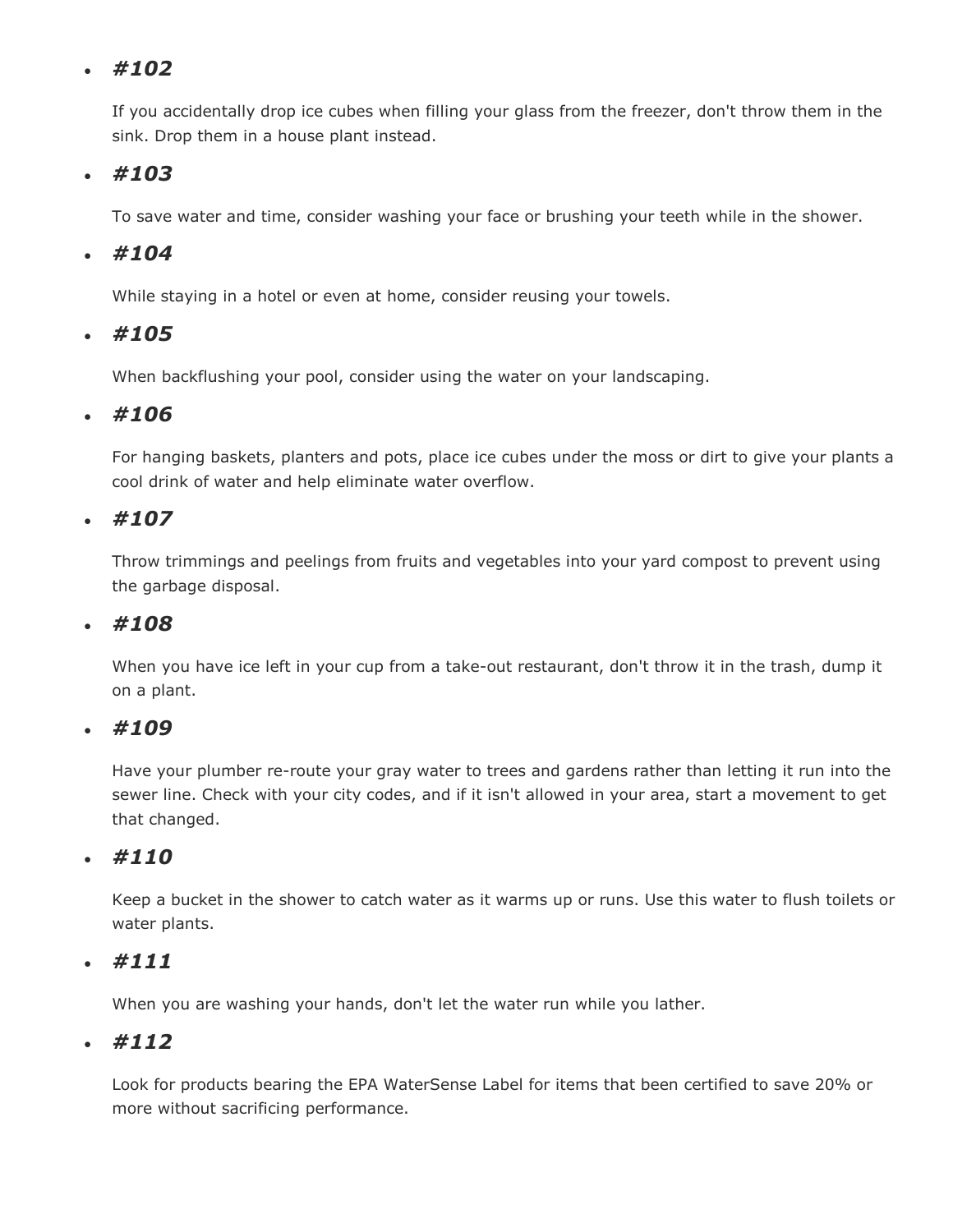- ***#102***

  If you accidentally drop ice cubes when filling your glass from the freezer, don't throw them in the sink. Drop them in a house plant instead.

- ***#103***

  To save water and time, consider washing your face or brushing your teeth while in the shower.

- ***#104***

  While staying in a hotel or even at home, consider reusing your towels.

- ***#105***

  When backflushing your pool, consider using the water on your landscaping.

- ***#106***

  For hanging baskets, planters and pots, place ice cubes under the moss or dirt to give your plants a cool drink of water and help eliminate water overflow.

- ***#107***

  Throw trimmings and peelings from fruits and vegetables into your yard compost to prevent using the garbage disposal.

- ***#108***

  When you have ice left in your cup from a take-out restaurant, don't throw it in the trash, dump it on a plant.

- ***#109***

  Have your plumber re-route your gray water to trees and gardens rather than letting it run into the sewer line. Check with your city codes, and if it isn't allowed in your area, start a movement to get that changed.

- ***#110***

  Keep a bucket in the shower to catch water as it warms up or runs. Use this water to flush toilets or water plants.

- ***#111***

  When you are washing your hands, don't let the water run while you lather.

- ***#112***

  Look for products bearing the EPA WaterSense Label for items that been certified to save 20% or more without sacrificing performance.